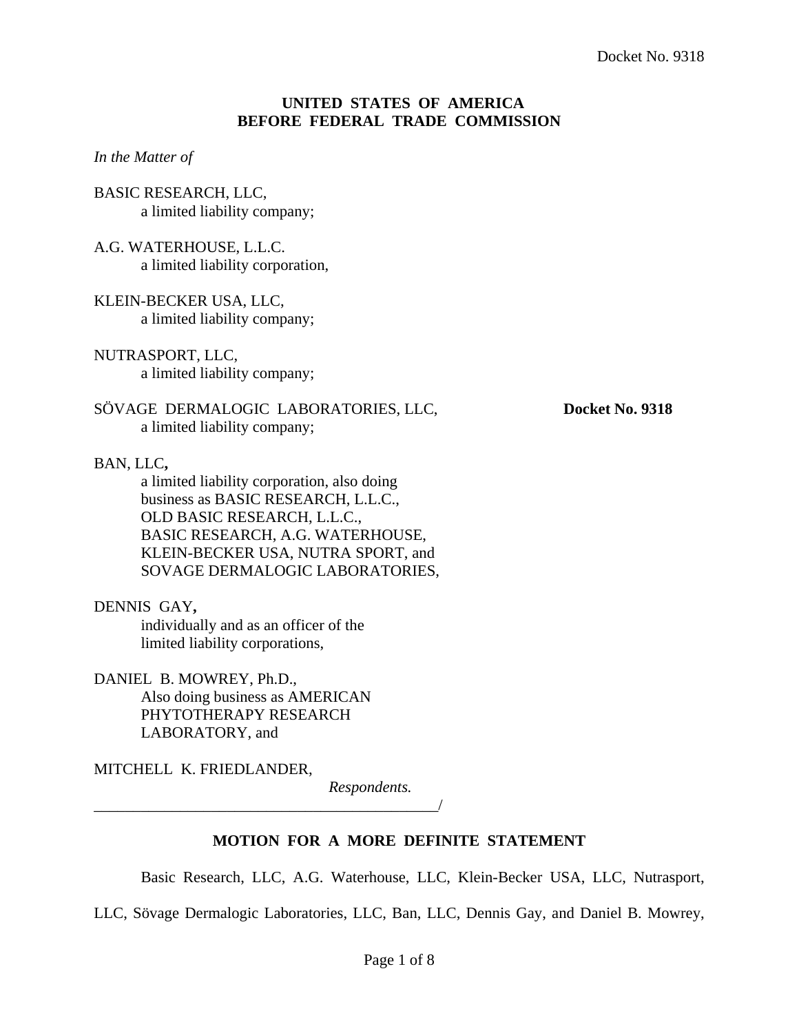Docket No. 9318

**UNITED STATES OF AMERICA**
**BEFORE FEDERAL TRADE COMMISSION**

*In the Matter of*

BASIC RESEARCH, LLC,
a limited liability company;

A.G. WATERHOUSE, L.L.C.
a limited liability corporation,

KLEIN-BECKER USA, LLC,
a limited liability company;

NUTRASPORT, LLC,
a limited liability company;

SÖVAGE DERMALOGIC LABORATORIES, LLC,
a limited liability company;

**Docket No. 9318**

BAN, LLC**,**
a limited liability corporation, also doing business as BASIC RESEARCH, L.L.C., OLD BASIC RESEARCH, L.L.C., BASIC RESEARCH, A.G. WATERHOUSE, KLEIN-BECKER USA, NUTRA SPORT, and SOVAGE DERMALOGIC LABORATORIES,

DENNIS GAY**,**
individually and as an officer of the limited liability corporations,

DANIEL B. MOWREY, Ph.D.,
Also doing business as AMERICAN PHYTOTHERAPY RESEARCH LABORATORY, and

MITCHELL K. FRIEDLANDER,
*Respondents.*

______________________________________________/

**MOTION FOR A MORE DEFINITE STATEMENT**

Basic Research, LLC, A.G. Waterhouse, LLC, Klein-Becker USA, LLC, Nutrasport, LLC, Sövage Dermalogic Laboratories, LLC, Ban, LLC, Dennis Gay, and Daniel B. Mowrey,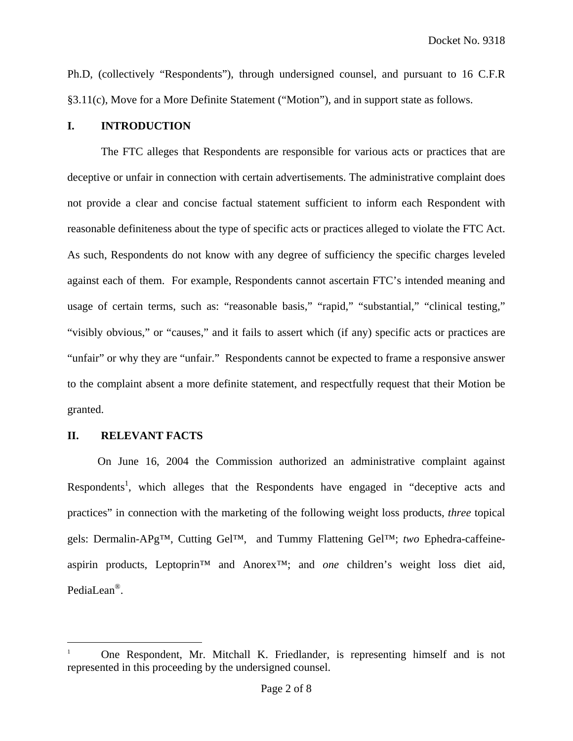Ph.D, (collectively "Respondents"), through undersigned counsel, and pursuant to 16 C.F.R §3.11(c), Move for a More Definite Statement ("Motion"), and in support state as follows.

## I. INTRODUCTION

The FTC alleges that Respondents are responsible for various acts or practices that are deceptive or unfair in connection with certain advertisements. The administrative complaint does not provide a clear and concise factual statement sufficient to inform each Respondent with reasonable definiteness about the type of specific acts or practices alleged to violate the FTC Act. As such, Respondents do not know with any degree of sufficiency the specific charges leveled against each of them. For example, Respondents cannot ascertain FTC's intended meaning and usage of certain terms, such as: "reasonable basis," "rapid," "substantial," "clinical testing," "visibly obvious," or "causes," and it fails to assert which (if any) specific acts or practices are "unfair" or why they are "unfair." Respondents cannot be expected to frame a responsive answer to the complaint absent a more definite statement, and respectfully request that their Motion be granted.

## II. RELEVANT FACTS

On June 16, 2004 the Commission authorized an administrative complaint against Respondents[1], which alleges that the Respondents have engaged in "deceptive acts and practices" in connection with the marketing of the following weight loss products, *three* topical gels: Dermalin-APg™, Cutting Gel™, and Tummy Flattening Gel™; *two* Ephedra-caffeine-aspirin products, Leptoprin™ and Anorex™; and *one* children's weight loss diet aid, PediaLean®.

---

[1] One Respondent, Mr. Mitchall K. Friedlander, is representing himself and is not represented in this proceeding by the undersigned counsel.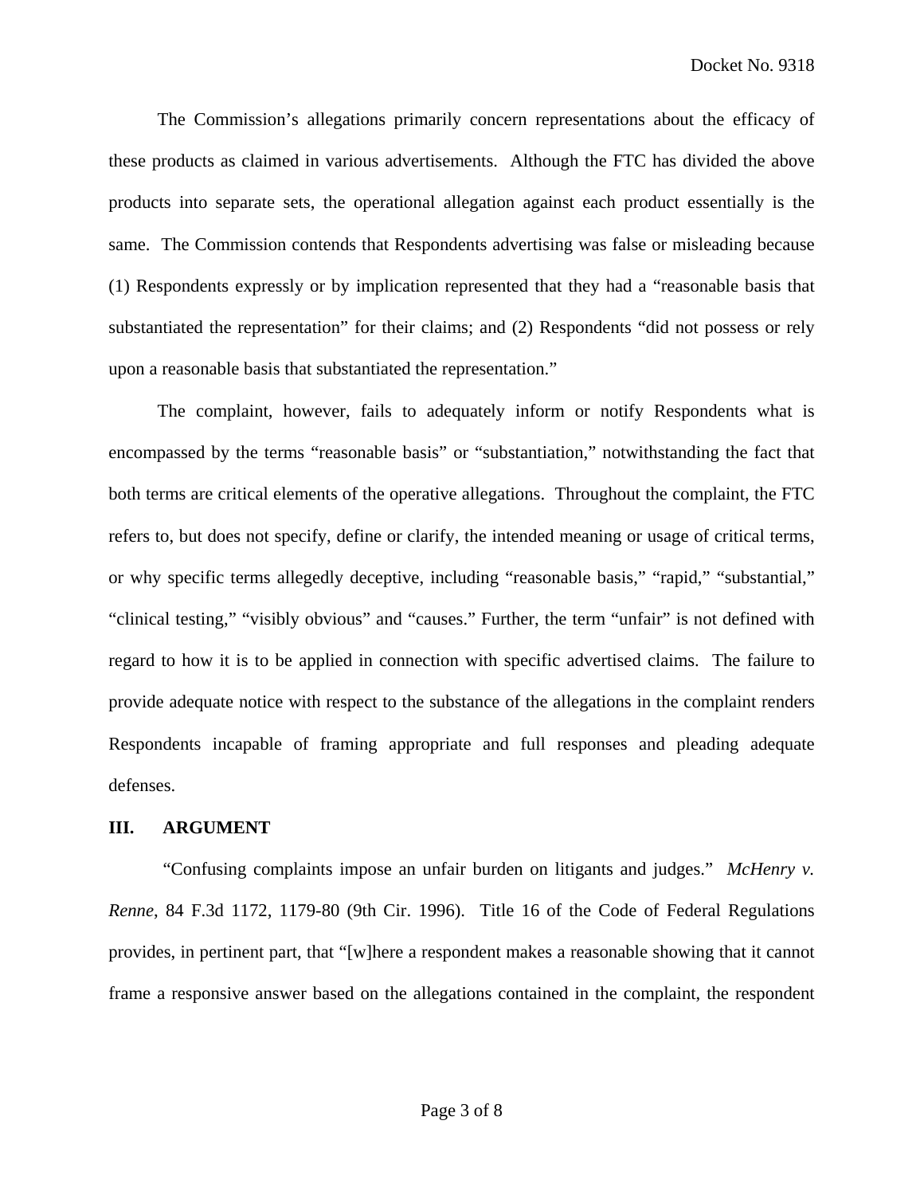The Commission's allegations primarily concern representations about the efficacy of these products as claimed in various advertisements. Although the FTC has divided the above products into separate sets, the operational allegation against each product essentially is the same. The Commission contends that Respondents advertising was false or misleading because (1) Respondents expressly or by implication represented that they had a "reasonable basis that substantiated the representation" for their claims; and (2) Respondents "did not possess or rely upon a reasonable basis that substantiated the representation."

The complaint, however, fails to adequately inform or notify Respondents what is encompassed by the terms "reasonable basis" or "substantiation," notwithstanding the fact that both terms are critical elements of the operative allegations. Throughout the complaint, the FTC refers to, but does not specify, define or clarify, the intended meaning or usage of critical terms, or why specific terms allegedly deceptive, including "reasonable basis," "rapid," "substantial," "clinical testing," "visibly obvious" and "causes." Further, the term "unfair" is not defined with regard to how it is to be applied in connection with specific advertised claims. The failure to provide adequate notice with respect to the substance of the allegations in the complaint renders Respondents incapable of framing appropriate and full responses and pleading adequate defenses.

## III. ARGUMENT

"Confusing complaints impose an unfair burden on litigants and judges." *McHenry v. Renne*, 84 F.3d 1172, 1179-80 (9th Cir. 1996). Title 16 of the Code of Federal Regulations provides, in pertinent part, that "[w]here a respondent makes a reasonable showing that it cannot frame a responsive answer based on the allegations contained in the complaint, the respondent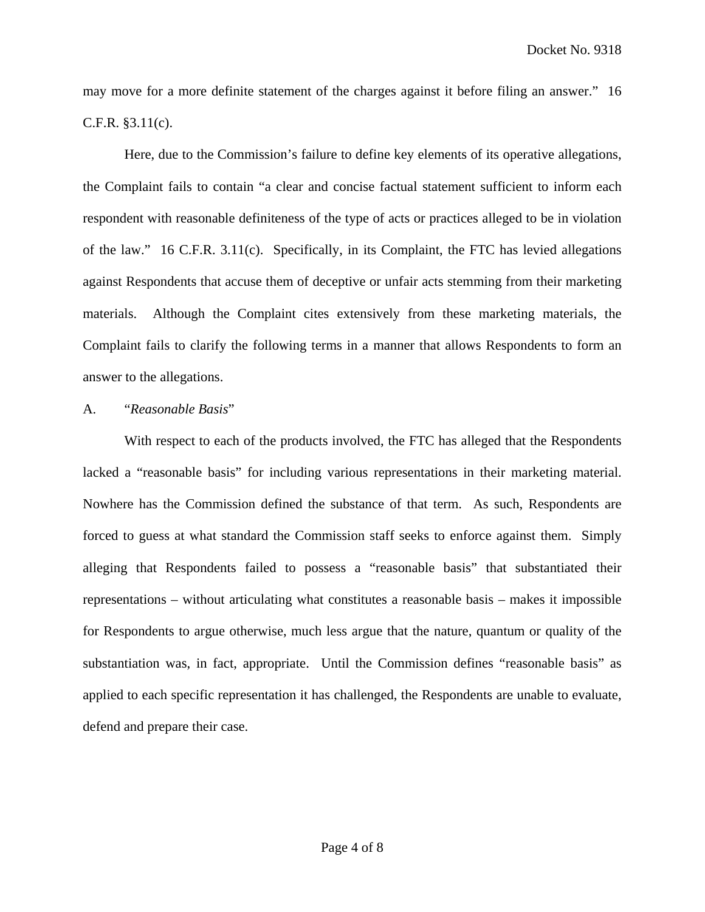may move for a more definite statement of the charges against it before filing an answer." 16 C.F.R. §3.11(c).

Here, due to the Commission's failure to define key elements of its operative allegations, the Complaint fails to contain "a clear and concise factual statement sufficient to inform each respondent with reasonable definiteness of the type of acts or practices alleged to be in violation of the law." 16 C.F.R. 3.11(c). Specifically, in its Complaint, the FTC has levied allegations against Respondents that accuse them of deceptive or unfair acts stemming from their marketing materials. Although the Complaint cites extensively from these marketing materials, the Complaint fails to clarify the following terms in a manner that allows Respondents to form an answer to the allegations.

A. "*Reasonable Basis*"

With respect to each of the products involved, the FTC has alleged that the Respondents lacked a "reasonable basis" for including various representations in their marketing material. Nowhere has the Commission defined the substance of that term. As such, Respondents are forced to guess at what standard the Commission staff seeks to enforce against them. Simply alleging that Respondents failed to possess a "reasonable basis" that substantiated their representations – without articulating what constitutes a reasonable basis – makes it impossible for Respondents to argue otherwise, much less argue that the nature, quantum or quality of the substantiation was, in fact, appropriate. Until the Commission defines "reasonable basis" as applied to each specific representation it has challenged, the Respondents are unable to evaluate, defend and prepare their case.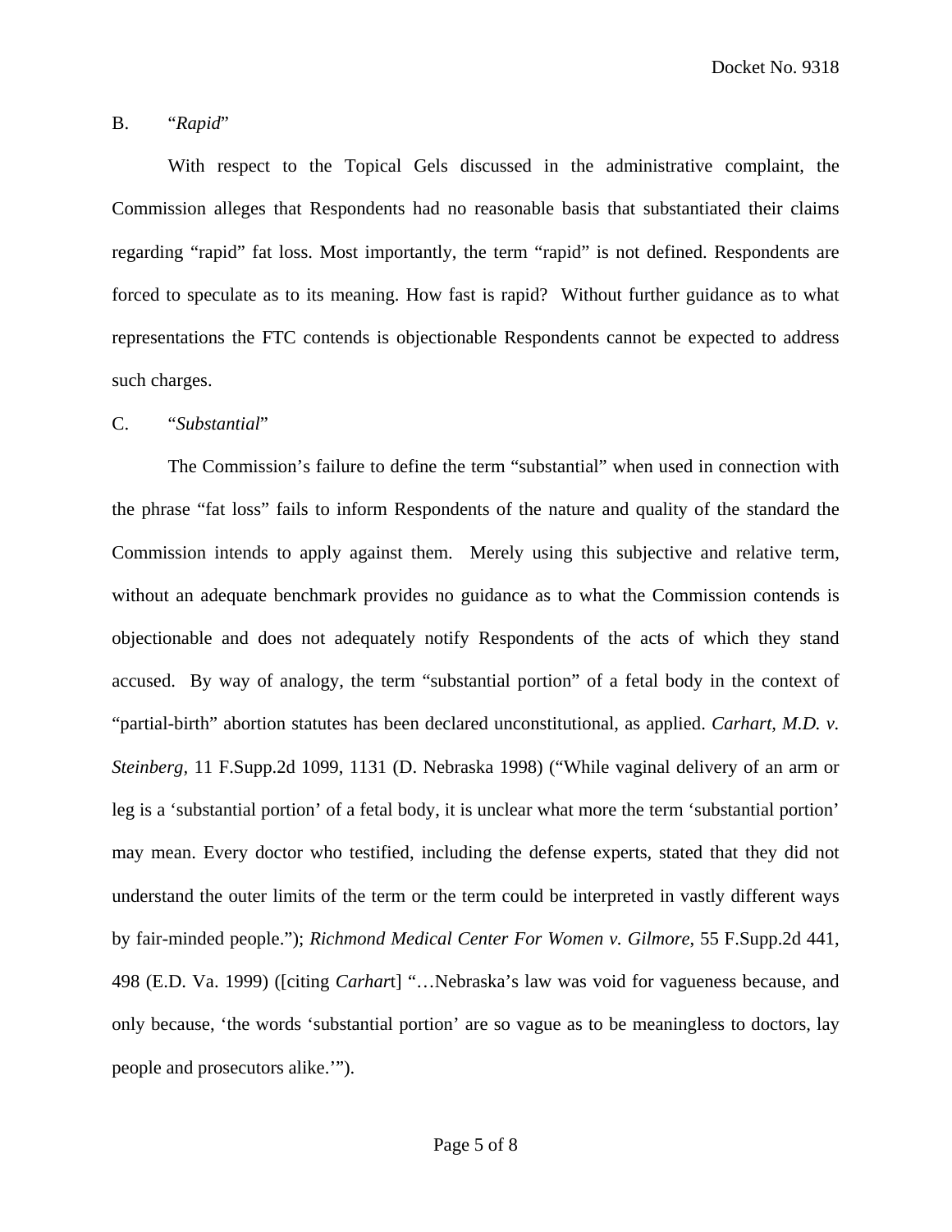B. "*Rapid*"

With respect to the Topical Gels discussed in the administrative complaint, the Commission alleges that Respondents had no reasonable basis that substantiated their claims regarding "rapid" fat loss. Most importantly, the term "rapid" is not defined. Respondents are forced to speculate as to its meaning. How fast is rapid? Without further guidance as to what representations the FTC contends is objectionable Respondents cannot be expected to address such charges.

C. "*Substantial*"

The Commission's failure to define the term "substantial" when used in connection with the phrase "fat loss" fails to inform Respondents of the nature and quality of the standard the Commission intends to apply against them. Merely using this subjective and relative term, without an adequate benchmark provides no guidance as to what the Commission contends is objectionable and does not adequately notify Respondents of the acts of which they stand accused. By way of analogy, the term "substantial portion" of a fetal body in the context of "partial-birth" abortion statutes has been declared unconstitutional, as applied. *Carhart, M.D. v. Steinberg*, 11 F.Supp.2d 1099, 1131 (D. Nebraska 1998) ("While vaginal delivery of an arm or leg is a 'substantial portion' of a fetal body, it is unclear what more the term 'substantial portion' may mean. Every doctor who testified, including the defense experts, stated that they did not understand the outer limits of the term or the term could be interpreted in vastly different ways by fair-minded people."); *Richmond Medical Center For Women v. Gilmore*, 55 F.Supp.2d 441, 498 (E.D. Va. 1999) ([citing *Carhart*] "…Nebraska's law was void for vagueness because, and only because, 'the words 'substantial portion' are so vague as to be meaningless to doctors, lay people and prosecutors alike.'").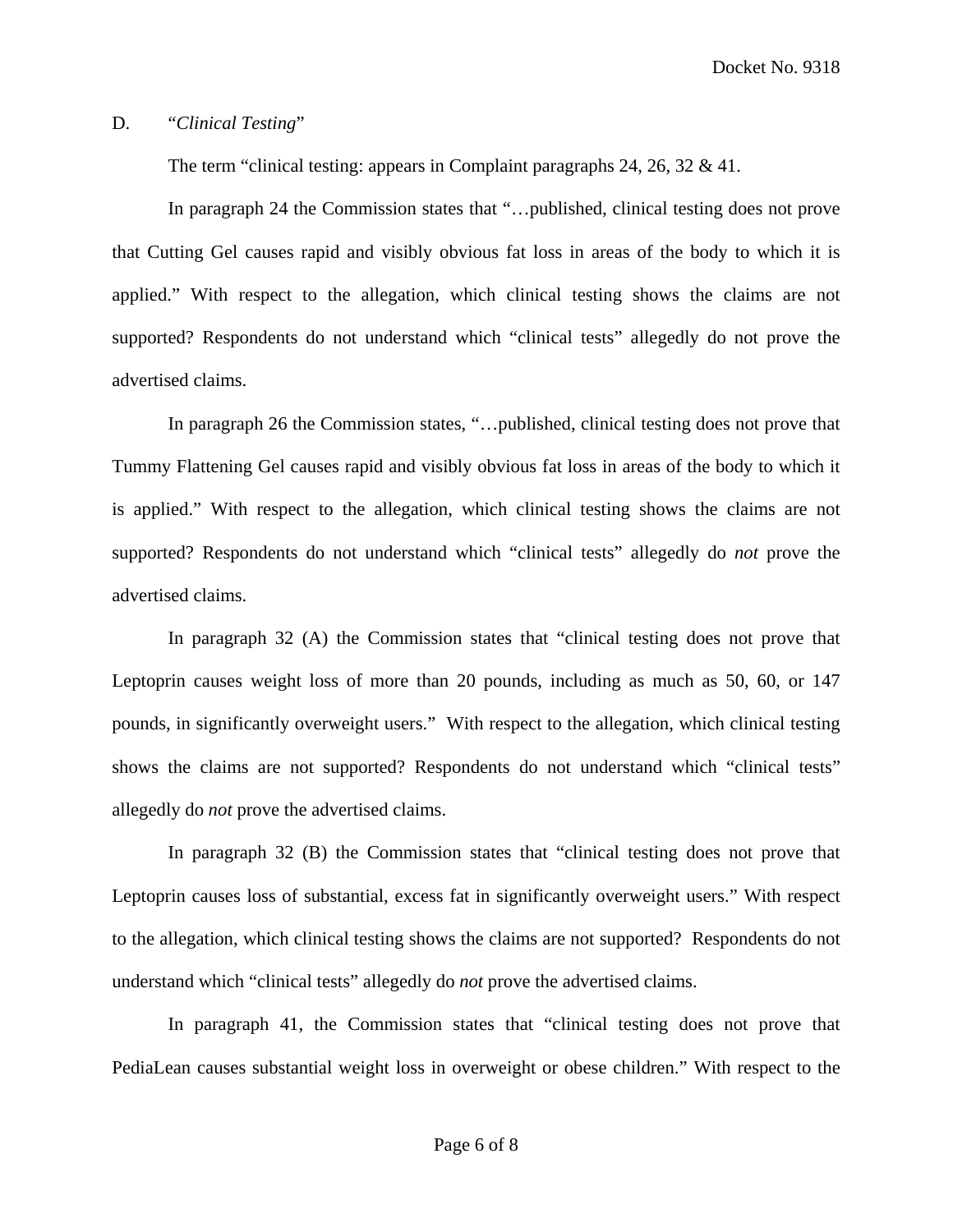D. "*Clinical Testing*"

The term "clinical testing: appears in Complaint paragraphs 24, 26, 32 & 41.

In paragraph 24 the Commission states that "…published, clinical testing does not prove that Cutting Gel causes rapid and visibly obvious fat loss in areas of the body to which it is applied." With respect to the allegation, which clinical testing shows the claims are not supported? Respondents do not understand which "clinical tests" allegedly do not prove the advertised claims.

In paragraph 26 the Commission states, "…published, clinical testing does not prove that Tummy Flattening Gel causes rapid and visibly obvious fat loss in areas of the body to which it is applied." With respect to the allegation, which clinical testing shows the claims are not supported? Respondents do not understand which "clinical tests" allegedly do *not* prove the advertised claims.

In paragraph 32 (A) the Commission states that "clinical testing does not prove that Leptoprin causes weight loss of more than 20 pounds, including as much as 50, 60, or 147 pounds, in significantly overweight users." With respect to the allegation, which clinical testing shows the claims are not supported? Respondents do not understand which "clinical tests" allegedly do *not* prove the advertised claims.

In paragraph 32 (B) the Commission states that "clinical testing does not prove that Leptoprin causes loss of substantial, excess fat in significantly overweight users." With respect to the allegation, which clinical testing shows the claims are not supported? Respondents do not understand which "clinical tests" allegedly do *not* prove the advertised claims.

In paragraph 41, the Commission states that "clinical testing does not prove that PediaLean causes substantial weight loss in overweight or obese children." With respect to the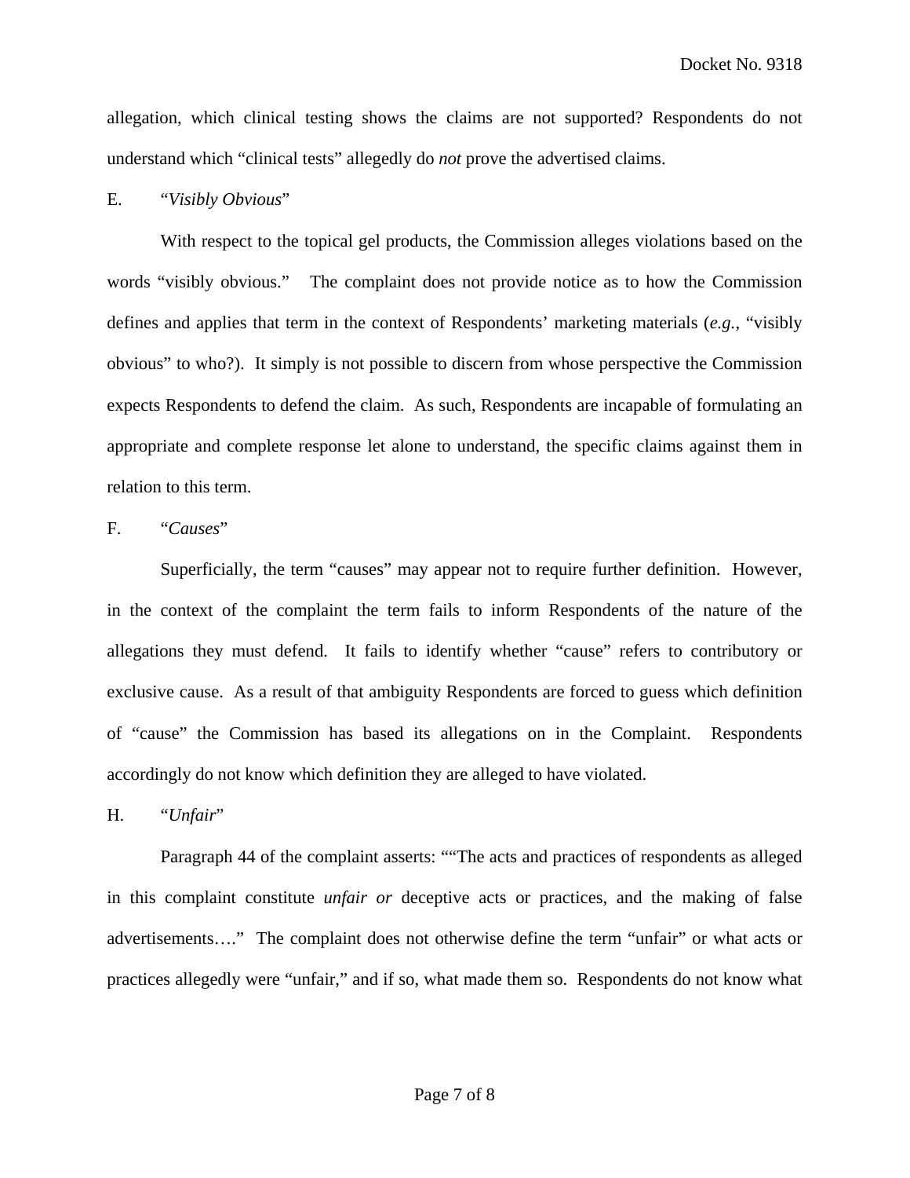allegation, which clinical testing shows the claims are not supported? Respondents do not understand which "clinical tests" allegedly do *not* prove the advertised claims.

E. "*Visibly Obvious*"

With respect to the topical gel products, the Commission alleges violations based on the words "visibly obvious." The complaint does not provide notice as to how the Commission defines and applies that term in the context of Respondents' marketing materials (*e.g.*, "visibly obvious" to who?). It simply is not possible to discern from whose perspective the Commission expects Respondents to defend the claim. As such, Respondents are incapable of formulating an appropriate and complete response let alone to understand, the specific claims against them in relation to this term.

F. "*Causes*"

Superficially, the term "causes" may appear not to require further definition. However, in the context of the complaint the term fails to inform Respondents of the nature of the allegations they must defend. It fails to identify whether "cause" refers to contributory or exclusive cause. As a result of that ambiguity Respondents are forced to guess which definition of "cause" the Commission has based its allegations on in the Complaint. Respondents accordingly do not know which definition they are alleged to have violated.

H. "*Unfair*"

Paragraph 44 of the complaint asserts: ""The acts and practices of respondents as alleged in this complaint constitute *unfair or* deceptive acts or practices, and the making of false advertisements…." The complaint does not otherwise define the term "unfair" or what acts or practices allegedly were "unfair," and if so, what made them so. Respondents do not know what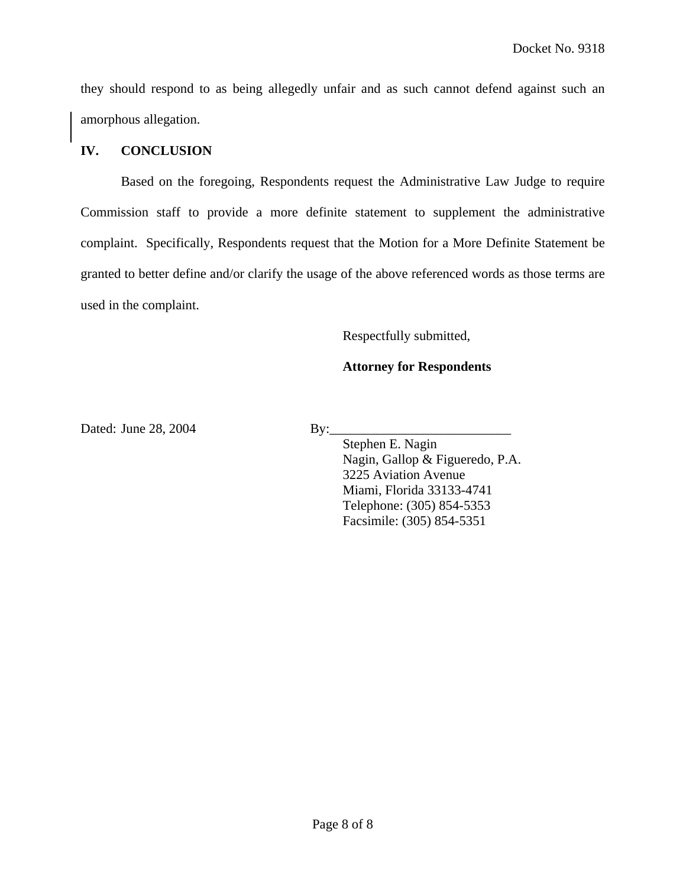they should respond to as being allegedly unfair and as such cannot defend against such an amorphous allegation.

## IV. CONCLUSION

Based on the foregoing, Respondents request the Administrative Law Judge to require Commission staff to provide a more definite statement to supplement the administrative complaint. Specifically, Respondents request that the Motion for a More Definite Statement be granted to better define and/or clarify the usage of the above referenced words as those terms are used in the complaint.

Respectfully submitted,

**Attorney for Respondents**

Dated: June 28, 2004

By:___________________________

Stephen E. Nagin
Nagin, Gallop & Figueredo, P.A.
3225 Aviation Avenue
Miami, Florida 33133-4741
Telephone: (305) 854-5353
Facsimile: (305) 854-5351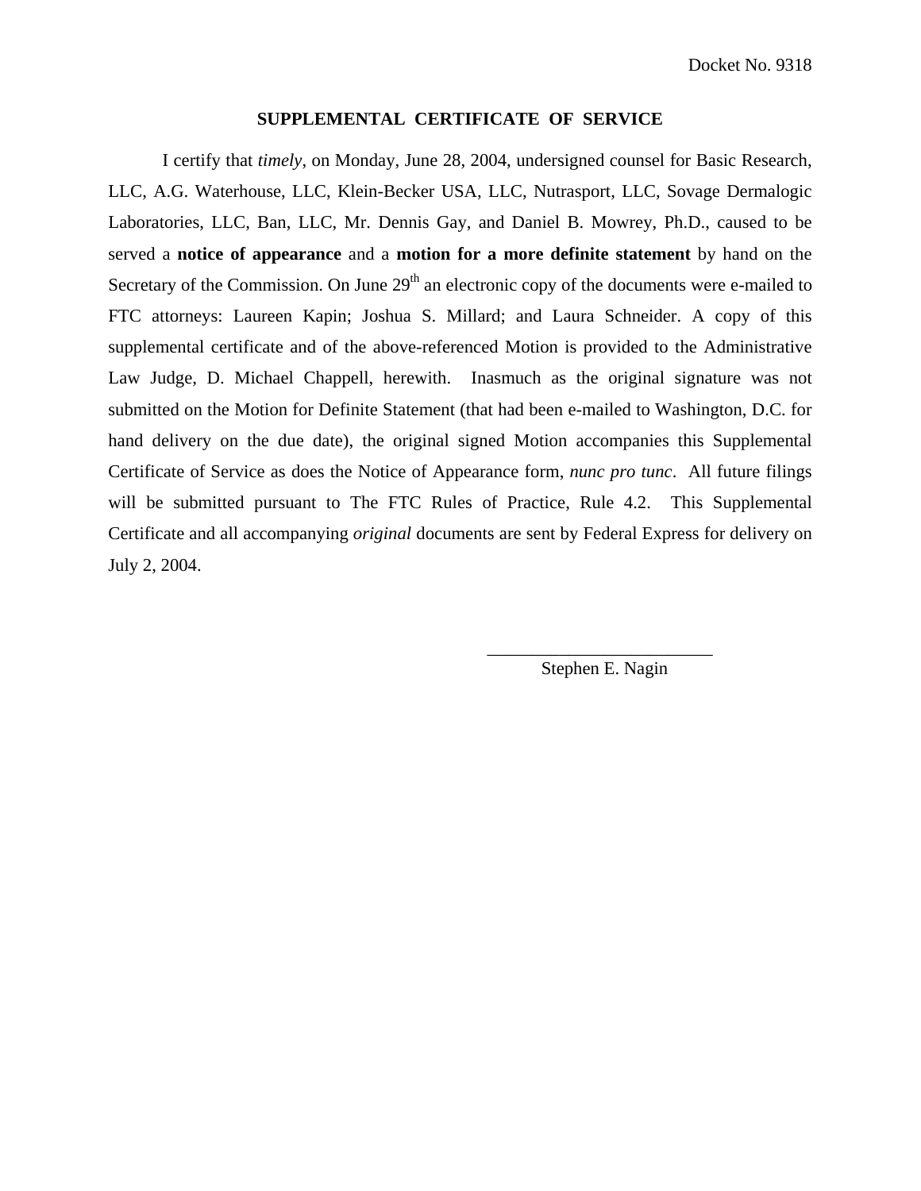Docket No. 9318

## SUPPLEMENTAL CERTIFICATE OF SERVICE

I certify that *timely*, on Monday, June 28, 2004, undersigned counsel for Basic Research, LLC, A.G. Waterhouse, LLC, Klein-Becker USA, LLC, Nutrasport, LLC, Sovage Dermalogic Laboratories, LLC, Ban, LLC, Mr. Dennis Gay, and Daniel B. Mowrey, Ph.D., caused to be served a **notice of appearance** and a **motion for a more definite statement** by hand on the Secretary of the Commission. On June 29th an electronic copy of the documents were e-mailed to FTC attorneys: Laureen Kapin; Joshua S. Millard; and Laura Schneider. A copy of this supplemental certificate and of the above-referenced Motion is provided to the Administrative Law Judge, D. Michael Chappell, herewith. Inasmuch as the original signature was not submitted on the Motion for Definite Statement (that had been e-mailed to Washington, D.C. for hand delivery on the due date), the original signed Motion accompanies this Supplemental Certificate of Service as does the Notice of Appearance form, *nunc pro tunc*. All future filings will be submitted pursuant to The FTC Rules of Practice, Rule 4.2. This Supplemental Certificate and all accompanying *original* documents are sent by Federal Express for delivery on July 2, 2004.

\_\_\_\_\_\_\_\_\_\_\_\_\_\_\_\_\_\_\_\_\_\_\_\_\_\_

Stephen E. Nagin